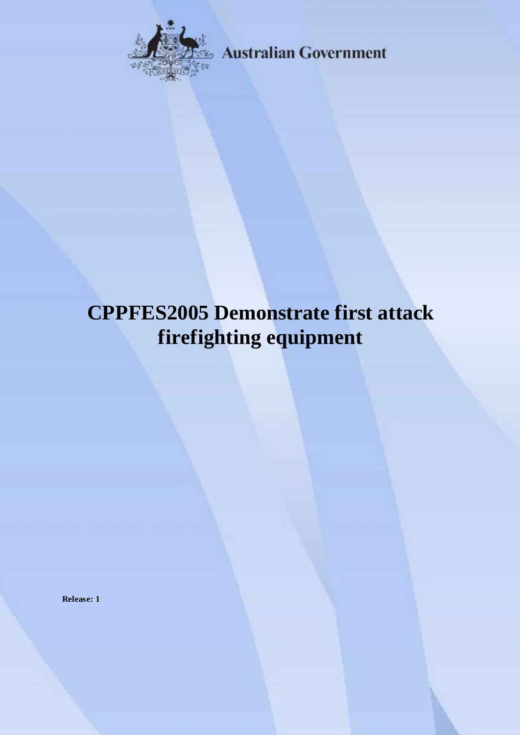Australian Government

# CPPFES2005 Demonstrate first attack firefighting equipment

**Release: 1**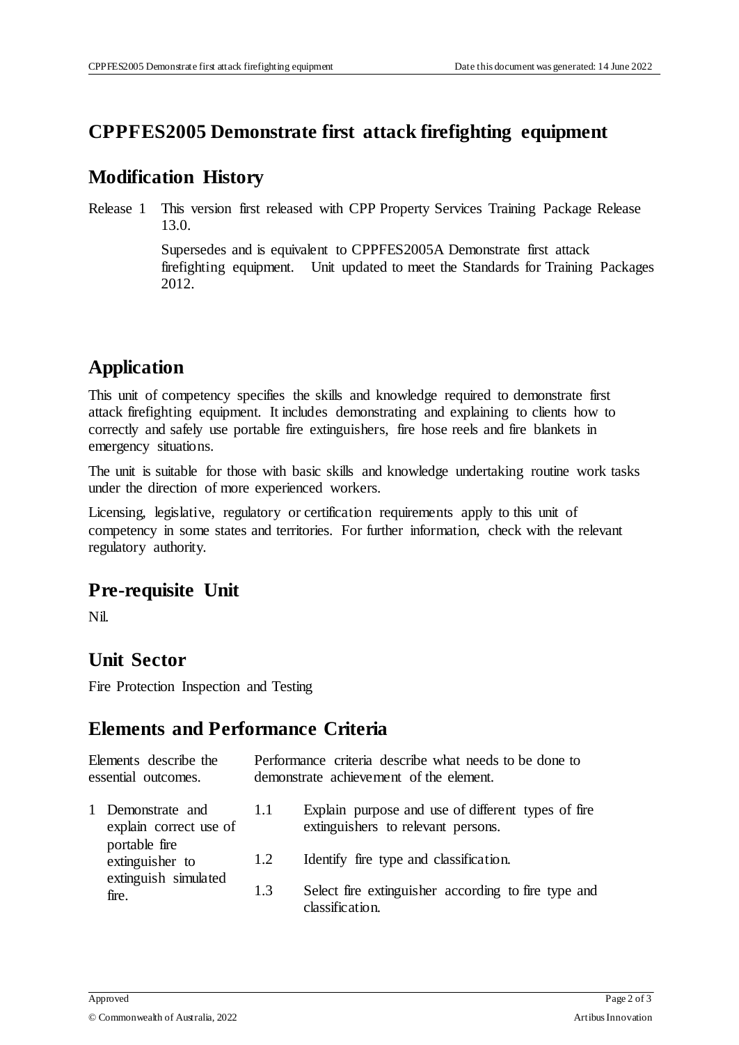# CPPFES2005 Demonstrate first attack firefighting equipment

## Modification History

| | |
|---|---|
| Release 1 | This version first released with CPP Property Services Training Package Release 13.0.<br><br>Supersedes and is equivalent to CPPFES2005A Demonstrate first attack firefighting equipment. Unit updated to meet the Standards for Training Packages 2012. |

## Application

This unit of competency specifies the skills and knowledge required to demonstrate first attack firefighting equipment. It includes demonstrating and explaining to clients how to correctly and safely use portable fire extinguishers, fire hose reels and fire blankets in emergency situations.

The unit is suitable for those with basic skills and knowledge undertaking routine work tasks under the direction of more experienced workers.

Licensing, legislative, regulatory or certification requirements apply to this unit of competency in some states and territories. For further information, check with the relevant regulatory authority.

## Pre-requisite Unit

Nil.

## Unit Sector

Fire Protection Inspection and Testing

## Elements and Performance Criteria

| Elements describe the essential outcomes. | Performance criteria describe what needs to be done to demonstrate achievement of the element. | |
|---|---|---|
| 1 Demonstrate and explain correct use of portable fire extinguisher to extinguish simulated fire. | 1.1 | Explain purpose and use of different types of fire extinguishers to relevant persons. |
| | 1.2 | Identify fire type and classification. |
| | 1.3 | Select fire extinguisher according to fire type and classification. |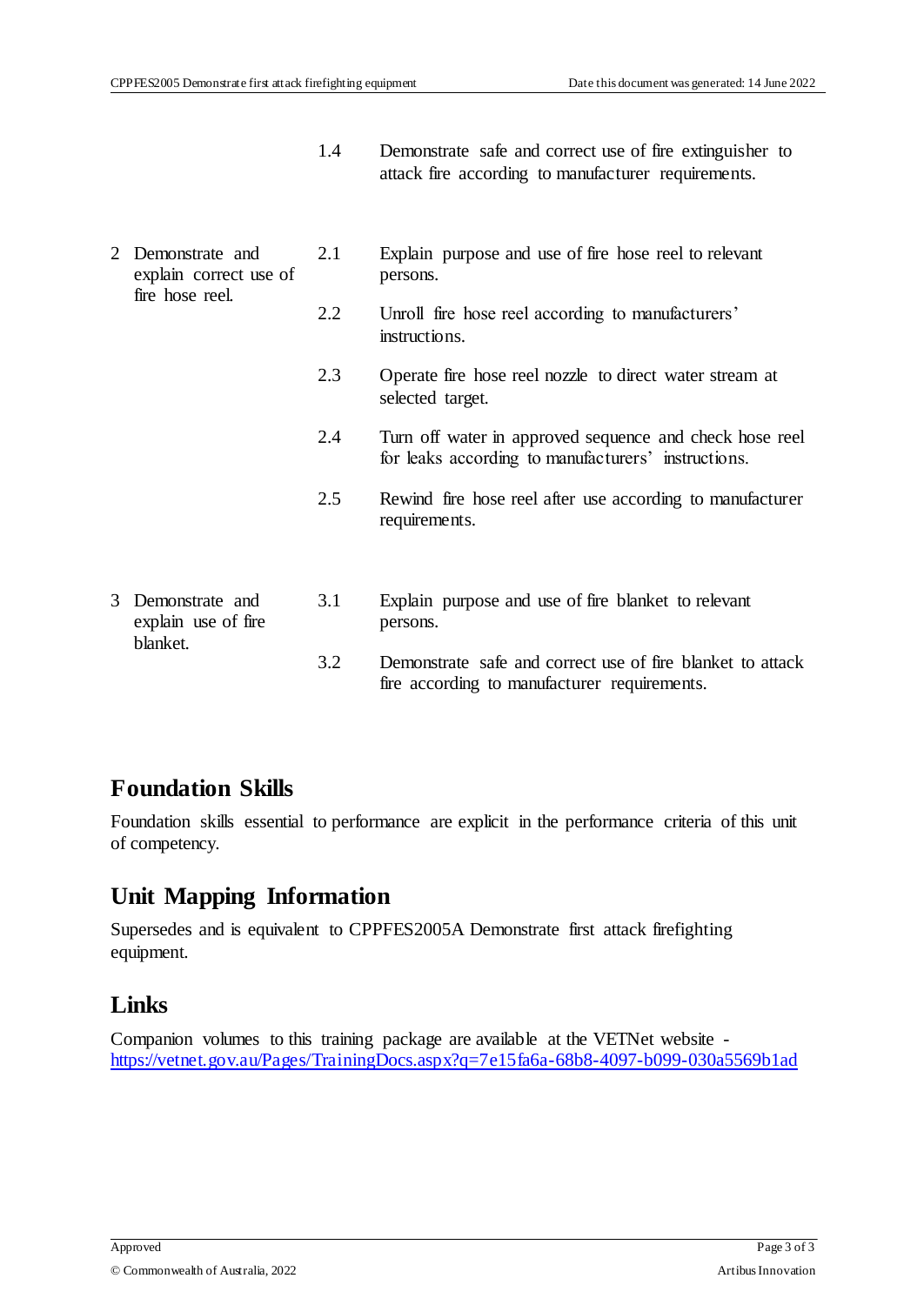| | | |
|---|---|---|
| | 1.4 | Demonstrate safe and correct use of fire extinguisher to attack fire according to manufacturer requirements. |
| 2 Demonstrate and explain correct use of fire hose reel. | 2.1 | Explain purpose and use of fire hose reel to relevant persons. |
| | 2.2 | Unroll fire hose reel according to manufacturers' instructions. |
| | 2.3 | Operate fire hose reel nozzle to direct water stream at selected target. |
| | 2.4 | Turn off water in approved sequence and check hose reel for leaks according to manufacturers' instructions. |
| | 2.5 | Rewind fire hose reel after use according to manufacturer requirements. |
| 3 Demonstrate and explain use of fire blanket. | 3.1 | Explain purpose and use of fire blanket to relevant persons. |
| | 3.2 | Demonstrate safe and correct use of fire blanket to attack fire according to manufacturer requirements. |

## Foundation Skills

Foundation skills essential to performance are explicit in the performance criteria of this unit of competency.

## Unit Mapping Information

Supersedes and is equivalent to CPPFES2005A Demonstrate first attack firefighting equipment.

## Links

Companion volumes to this training package are available at the VETNet website - https://vetnet.gov.au/Pages/TrainingDocs.aspx?q=7e15fa6a-68b8-4097-b099-030a5569b1ad